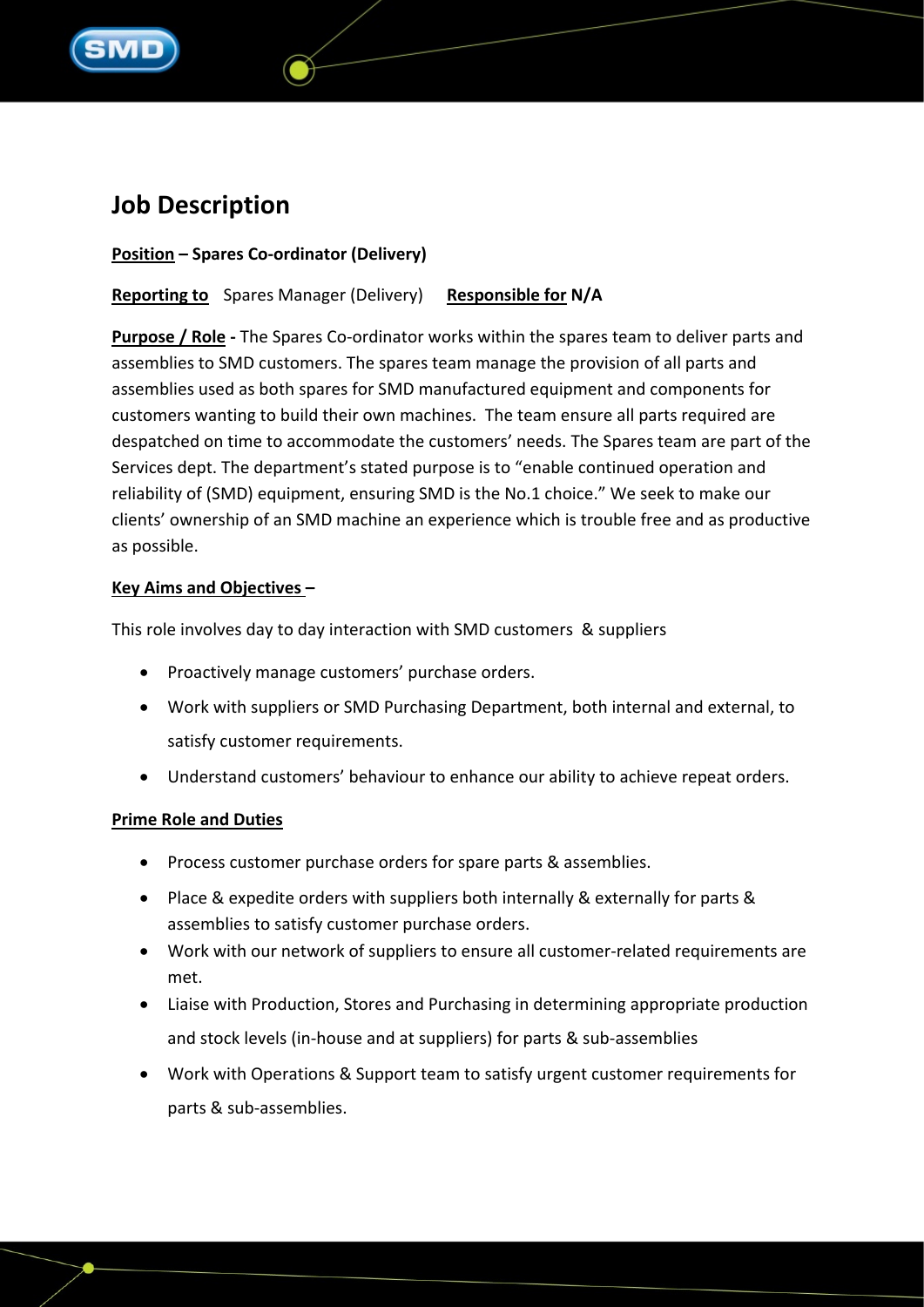# Job Description

**Position – Spares Co-ordinator (Delivery)**

**Reporting to** Spares Manager (Delivery) **Responsible for N/A**

**Purpose / Role -** The Spares Co-ordinator works within the spares team to deliver parts and assemblies to SMD customers. The spares team manage the provision of all parts and assemblies used as both spares for SMD manufactured equipment and components for customers wanting to build their own machines. The team ensure all parts required are despatched on time to accommodate the customers' needs. The Spares team are part of the Services dept. The department's stated purpose is to "enable continued operation and reliability of (SMD) equipment, ensuring SMD is the No.1 choice." We seek to make our clients' ownership of an SMD machine an experience which is trouble free and as productive as possible.

**Key Aims and Objectives –**

This role involves day to day interaction with SMD customers & suppliers

- Proactively manage customers' purchase orders.
- Work with suppliers or SMD Purchasing Department, both internal and external, to satisfy customer requirements.
- Understand customers' behaviour to enhance our ability to achieve repeat orders.

**Prime Role and Duties**

- Process customer purchase orders for spare parts & assemblies.
- Place & expedite orders with suppliers both internally & externally for parts & assemblies to satisfy customer purchase orders.
- Work with our network of suppliers to ensure all customer-related requirements are met.
- Liaise with Production, Stores and Purchasing in determining appropriate production and stock levels (in-house and at suppliers) for parts & sub-assemblies
- Work with Operations & Support team to satisfy urgent customer requirements for parts & sub-assemblies.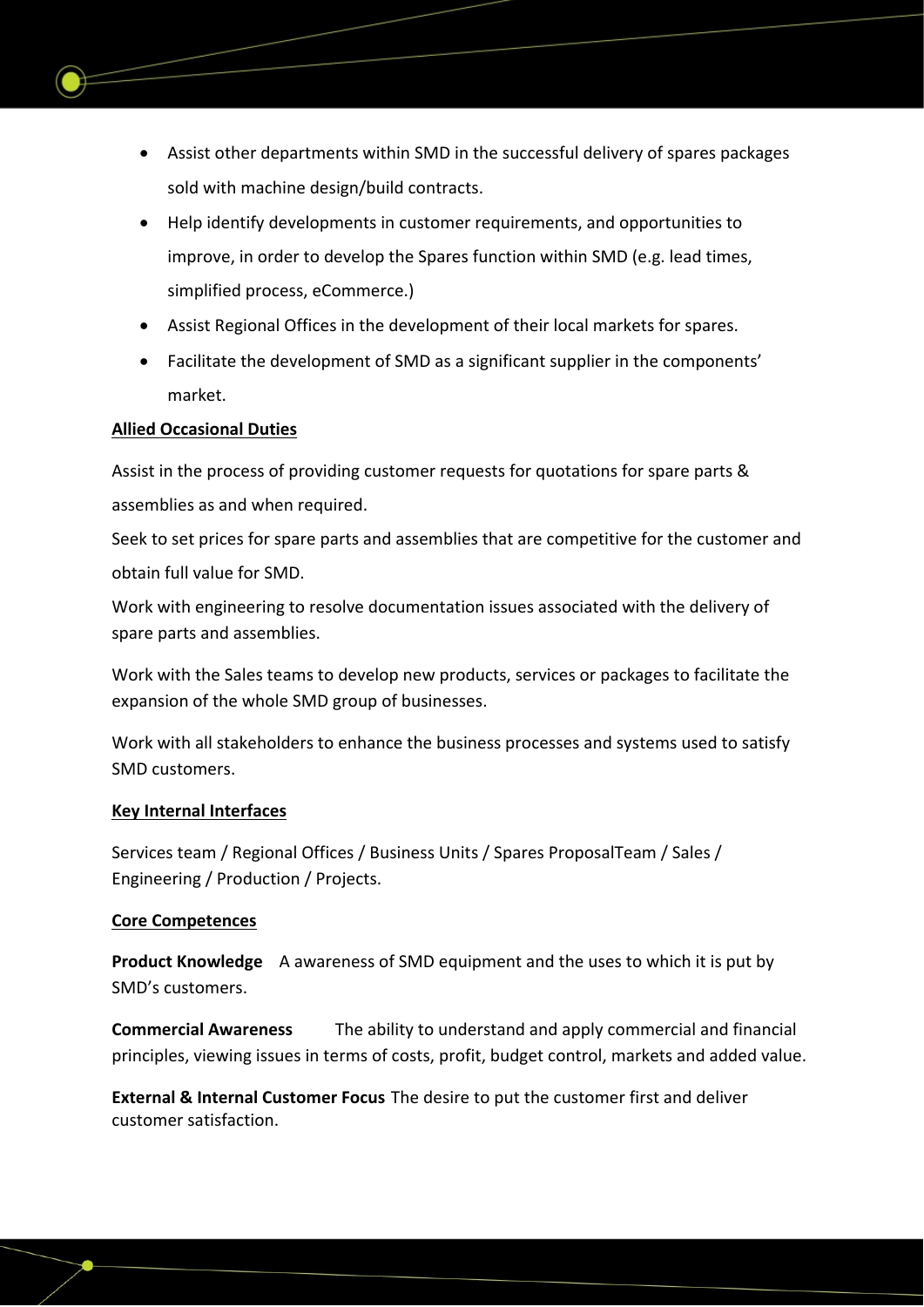- Assist other departments within SMD in the successful delivery of spares packages sold with machine design/build contracts.
- Help identify developments in customer requirements, and opportunities to improve, in order to develop the Spares function within SMD (e.g. lead times, simplified process, eCommerce.)
- Assist Regional Offices in the development of their local markets for spares.
- Facilitate the development of SMD as a significant supplier in the components' market.

**<u>Allied Occasional Duties</u>**

Assist in the process of providing customer requests for quotations for spare parts & assemblies as and when required.

Seek to set prices for spare parts and assemblies that are competitive for the customer and obtain full value for SMD.

Work with engineering to resolve documentation issues associated with the delivery of spare parts and assemblies.

Work with the Sales teams to develop new products, services or packages to facilitate the expansion of the whole SMD group of businesses.

Work with all stakeholders to enhance the business processes and systems used to satisfy SMD customers.

**<u>Key Internal Interfaces</u>**

Services team / Regional Offices / Business Units / Spares ProposalTeam / Sales / Engineering / Production / Projects.

**<u>Core Competences</u>**

**Product Knowledge** A awareness of SMD equipment and the uses to which it is put by SMD's customers.

**Commercial Awareness** The ability to understand and apply commercial and financial principles, viewing issues in terms of costs, profit, budget control, markets and added value.

**External & Internal Customer Focus** The desire to put the customer first and deliver customer satisfaction.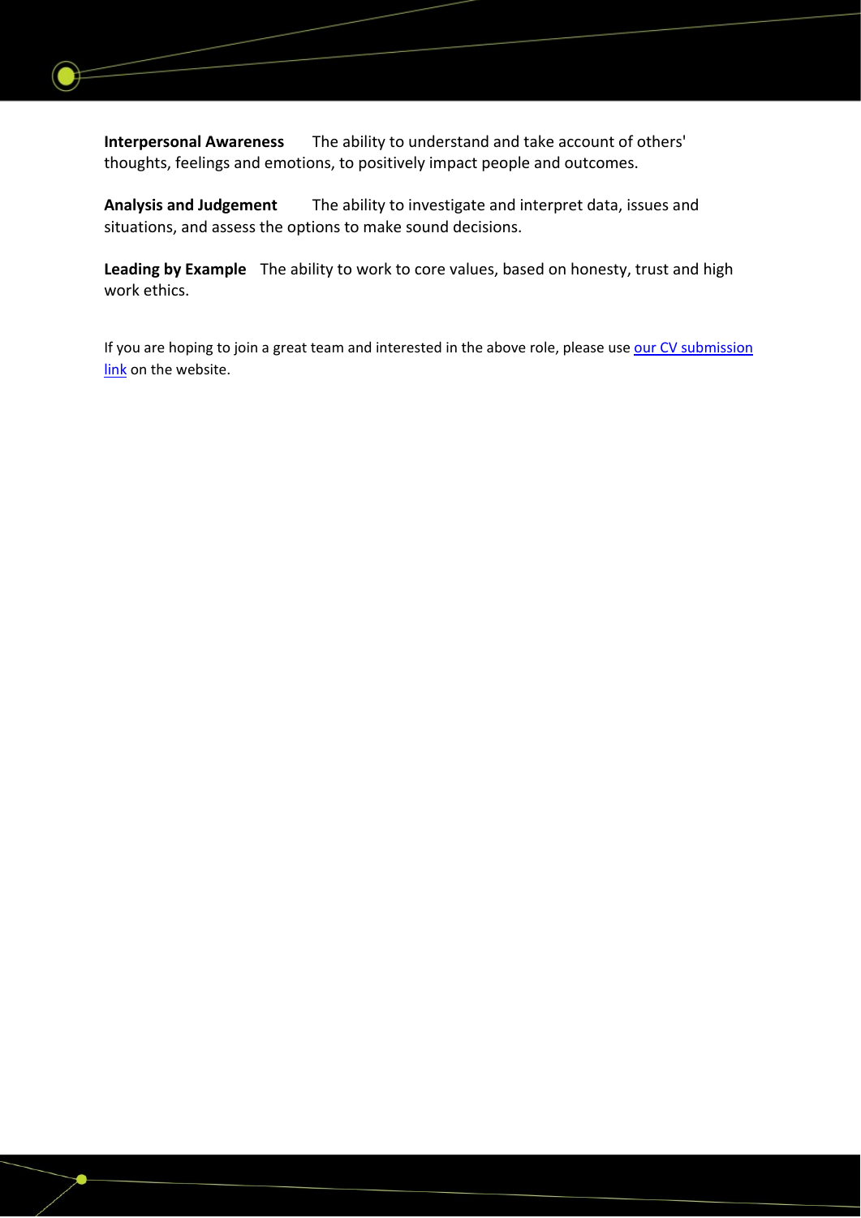**Interpersonal Awareness** The ability to understand and take account of others' thoughts, feelings and emotions, to positively impact people and outcomes.

**Analysis and Judgement** The ability to investigate and interpret data, issues and situations, and assess the options to make sound decisions.

**Leading by Example** The ability to work to core values, based on honesty, trust and high work ethics.

If you are hoping to join a great team and interested in the above role, please use our CV submission link on the website.